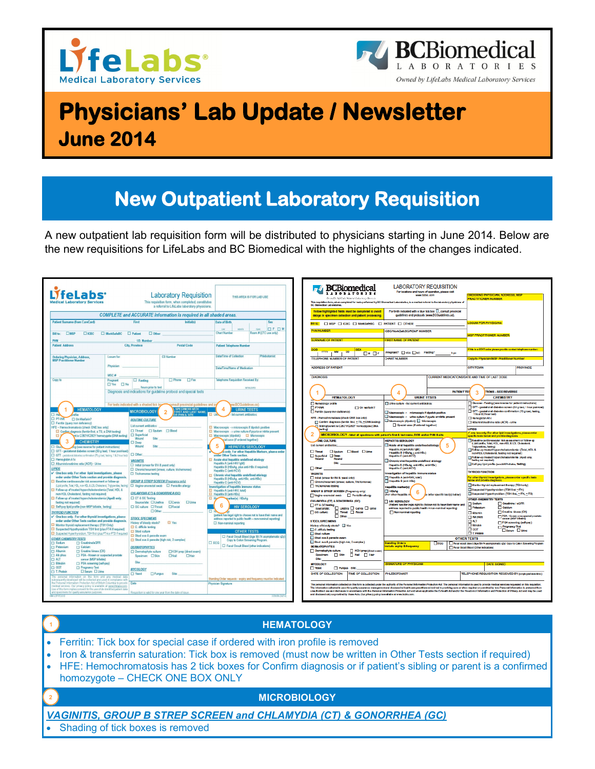LifeLabs Medical Laboratory Services

BCBiomedical Laboratories — Owned by LifeLabs Medical Laboratory Services

# Physicians' Lab Update / Newsletter

## June 2014

## New Outpatient Laboratory Requisition

A new outpatient lab requisition form will be distributed to physicians starting in June 2014. Below are the new requisitions for LifeLabs and BC Biomedical with the highlights of the changes indicated.

### 1 HEMATOLOGY

- Ferritin: Tick box for special case if ordered with iron profile is removed
- Iron & transferrin saturation: Tick box is removed (must now be written in Other Tests section if required)
- HFE: Hemochromatosis has 2 tick boxes for Confirm diagnosis or if patient's sibling or parent is a confirmed homozygote – CHECK ONE BOX ONLY

### 2 MICROBIOLOGY

***VAGINITIS, GROUP B STREP SCREEN and CHLAMYDIA (CT) & GONORRHEA (GC)***

- Shading of tick boxes is removed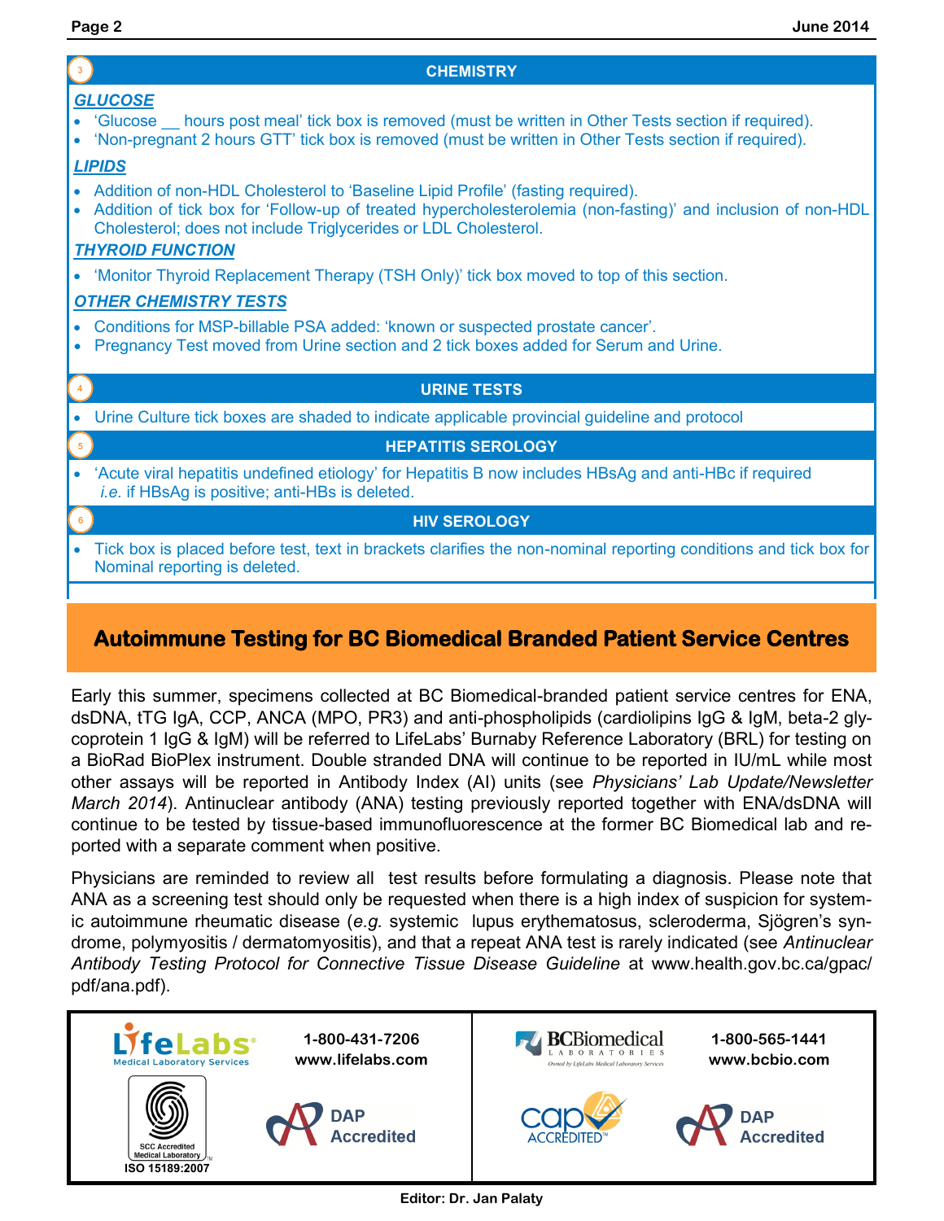## 3 CHEMISTRY

***GLUCOSE***

- 'Glucose __ hours post meal' tick box is removed (must be written in Other Tests section if required).
- 'Non-pregnant 2 hours GTT' tick box is removed (must be written in Other Tests section if required).

***LIPIDS***

- Addition of non-HDL Cholesterol to 'Baseline Lipid Profile' (fasting required).
- Addition of tick box for 'Follow-up of treated hypercholesterolemia (non-fasting)' and inclusion of non-HDL Cholesterol; does not include Triglycerides or LDL Cholesterol.

***THYROID FUNCTION***

- 'Monitor Thyroid Replacement Therapy (TSH Only)' tick box moved to top of this section.

***OTHER CHEMISTRY TESTS***

- Conditions for MSP-billable PSA added: 'known or suspected prostate cancer'.
- Pregnancy Test moved from Urine section and 2 tick boxes added for Serum and Urine.

## 4 URINE TESTS

- Urine Culture tick boxes are shaded to indicate applicable provincial guideline and protocol

## 5 HEPATITIS SEROLOGY

- 'Acute viral hepatitis undefined etiology' for Hepatitis B now includes HBsAg and anti-HBc if required *i.e.* if HBsAg is positive; anti-HBs is deleted.

## 6 HIV SEROLOGY

- Tick box is placed before test, text in brackets clarifies the non-nominal reporting conditions and tick box for Nominal reporting is deleted.

# Autoimmune Testing for BC Biomedical Branded Patient Service Centres

Early this summer, specimens collected at BC Biomedical-branded patient service centres for ENA, dsDNA, tTG IgA, CCP, ANCA (MPO, PR3) and anti-phospholipids (cardiolipins IgG & IgM, beta-2 glycoprotein 1 IgG & IgM) will be referred to LifeLabs' Burnaby Reference Laboratory (BRL) for testing on a BioRad BioPlex instrument. Double stranded DNA will continue to be reported in IU/mL while most other assays will be reported in Antibody Index (AI) units (see *Physicians' Lab Update/Newsletter March 2014*). Antinuclear antibody (ANA) testing previously reported together with ENA/dsDNA will continue to be tested by tissue-based immunofluorescence at the former BC Biomedical lab and reported with a separate comment when positive.

Physicians are reminded to review all test results before formulating a diagnosis. Please note that ANA as a screening test should only be requested when there is a high index of suspicion for systemic autoimmune rheumatic disease (*e.g.* systemic lupus erythematosus, scleroderma, Sjögren's syndrome, polymyositis / dermatomyositis), and that a repeat ANA test is rarely indicated (see *Antinuclear Antibody Testing Protocol for Connective Tissue Disease Guideline* at www.health.gov.bc.ca/gpac/pdf/ana.pdf).

LifeLabs Medical Laboratory Services
1-800-431-7206
www.lifelabs.com
SCC Accredited Medical Laboratory ISO 15189:2007
DAP Accredited

BCBiomedical Laboratories — Owned by LifeLabs Medical Laboratory Services
1-800-565-1441
www.bcbio.com
CAP Accredited
DAP Accredited

Editor: Dr. Jan Palaty